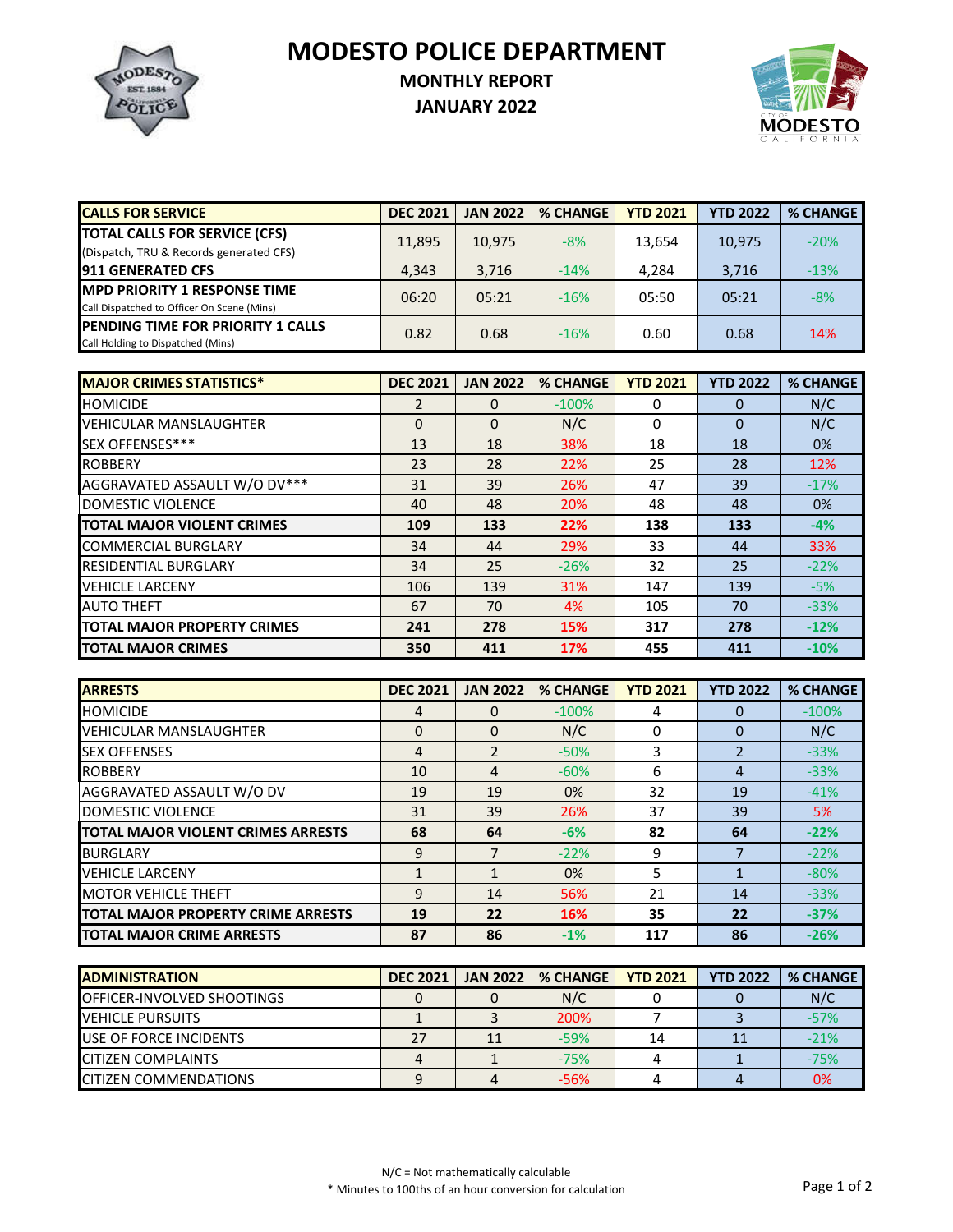# MODESTO POLICE DEPARTMENT

## MONTHLY REPORT

## JANUARY 2022

| CALLS FOR SERVICE | DEC 2021 | JAN 2022 | % CHANGE | YTD 2021 | YTD 2022 | % CHANGE |
|---|---|---|---|---|---|---|
| **TOTAL CALLS FOR SERVICE (CFS)** (Dispatch, TRU & Records generated CFS) | 11,895 | 10,975 | -8% | 13,654 | 10,975 | -20% |
| **911 GENERATED CFS** | 4,343 | 3,716 | -14% | 4,284 | 3,716 | -13% |
| **MPD PRIORITY 1 RESPONSE TIME** Call Dispatched to Officer On Scene (Mins) | 06:20 | 05:21 | -16% | 05:50 | 05:21 | -8% |
| **PENDING TIME FOR PRIORITY 1 CALLS** Call Holding to Dispatched (Mins) | 0.82 | 0.68 | -16% | 0.60 | 0.68 | 14% |

| MAJOR CRIMES STATISTICS* | DEC 2021 | JAN 2022 | % CHANGE | YTD 2021 | YTD 2022 | % CHANGE |
|---|---|---|---|---|---|---|
| HOMICIDE | 2 | 0 | -100% | 0 | 0 | N/C |
| VEHICULAR MANSLAUGHTER | 0 | 0 | N/C | 0 | 0 | N/C |
| SEX OFFENSES*** | 13 | 18 | 38% | 18 | 18 | 0% |
| ROBBERY | 23 | 28 | 22% | 25 | 28 | 12% |
| AGGRAVATED ASSAULT W/O DV*** | 31 | 39 | 26% | 47 | 39 | -17% |
| DOMESTIC VIOLENCE | 40 | 48 | 20% | 48 | 48 | 0% |
| **TOTAL MAJOR VIOLENT CRIMES** | **109** | **133** | **22%** | **138** | **133** | **-4%** |
| COMMERCIAL BURGLARY | 34 | 44 | 29% | 33 | 44 | 33% |
| RESIDENTIAL BURGLARY | 34 | 25 | -26% | 32 | 25 | -22% |
| VEHICLE LARCENY | 106 | 139 | 31% | 147 | 139 | -5% |
| AUTO THEFT | 67 | 70 | 4% | 105 | 70 | -33% |
| **TOTAL MAJOR PROPERTY CRIMES** | **241** | **278** | **15%** | **317** | **278** | **-12%** |
| **TOTAL MAJOR CRIMES** | **350** | **411** | **17%** | **455** | **411** | **-10%** |

| ARRESTS | DEC 2021 | JAN 2022 | % CHANGE | YTD 2021 | YTD 2022 | % CHANGE |
|---|---|---|---|---|---|---|
| HOMICIDE | 4 | 0 | -100% | 4 | 0 | -100% |
| VEHICULAR MANSLAUGHTER | 0 | 0 | N/C | 0 | 0 | N/C |
| SEX OFFENSES | 4 | 2 | -50% | 3 | 2 | -33% |
| ROBBERY | 10 | 4 | -60% | 6 | 4 | -33% |
| AGGRAVATED ASSAULT W/O DV | 19 | 19 | 0% | 32 | 19 | -41% |
| DOMESTIC VIOLENCE | 31 | 39 | 26% | 37 | 39 | 5% |
| **TOTAL MAJOR VIOLENT CRIMES ARRESTS** | **68** | **64** | **-6%** | **82** | **64** | **-22%** |
| BURGLARY | 9 | 7 | -22% | 9 | 7 | -22% |
| VEHICLE LARCENY | 1 | 1 | 0% | 5 | 1 | -80% |
| MOTOR VEHICLE THEFT | 9 | 14 | 56% | 21 | 14 | -33% |
| **TOTAL MAJOR PROPERTY CRIME ARRESTS** | **19** | **22** | **16%** | **35** | **22** | **-37%** |
| **TOTAL MAJOR CRIME ARRESTS** | **87** | **86** | **-1%** | **117** | **86** | **-26%** |

| ADMINISTRATION | DEC 2021 | JAN 2022 | % CHANGE | YTD 2021 | YTD 2022 | % CHANGE |
|---|---|---|---|---|---|---|
| OFFICER-INVOLVED SHOOTINGS | 0 | 0 | N/C | 0 | 0 | N/C |
| VEHICLE PURSUITS | 1 | 3 | 200% | 7 | 3 | -57% |
| USE OF FORCE INCIDENTS | 27 | 11 | -59% | 14 | 11 | -21% |
| CITIZEN COMPLAINTS | 4 | 1 | -75% | 4 | 1 | -75% |
| CITIZEN COMMENDATIONS | 9 | 4 | -56% | 4 | 4 | 0% |

N/C = Not mathematically calculable

* Minutes to 100ths of an hour conversion for calculation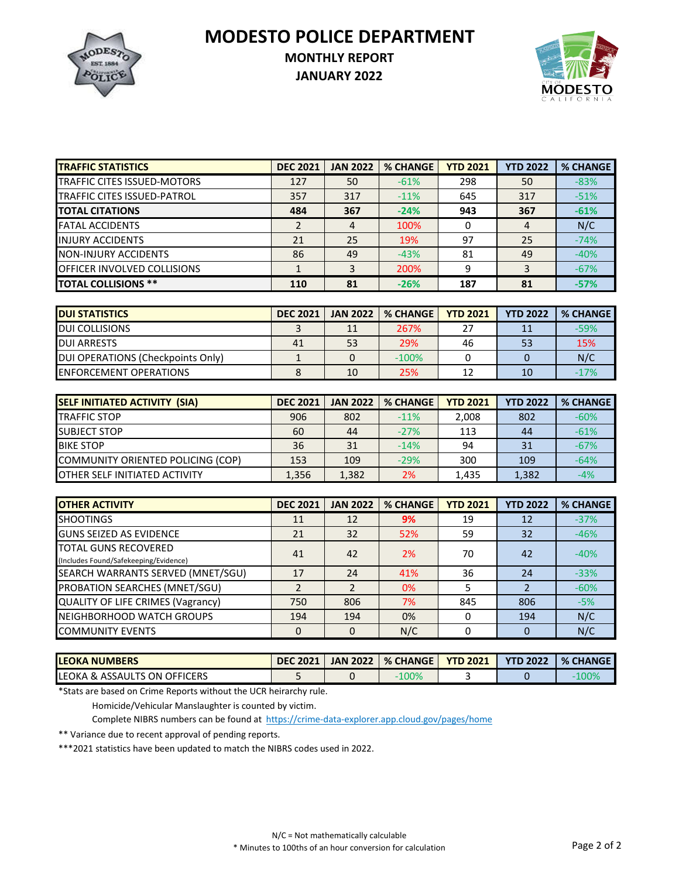# MODESTO POLICE DEPARTMENT

## MONTHLY REPORT

## JANUARY 2022

| TRAFFIC STATISTICS | DEC 2021 | JAN 2022 | % CHANGE | YTD 2021 | YTD 2022 | % CHANGE |
|---|---|---|---|---|---|---|
| TRAFFIC CITES ISSUED-MOTORS | 127 | 50 | -61% | 298 | 50 | -83% |
| TRAFFIC CITES ISSUED-PATROL | 357 | 317 | -11% | 645 | 317 | -51% |
| **TOTAL CITATIONS** | **484** | **367** | **-24%** | **943** | **367** | **-61%** |
| FATAL ACCIDENTS | 2 | 4 | 100% | 0 | 4 | N/C |
| INJURY ACCIDENTS | 21 | 25 | 19% | 97 | 25 | -74% |
| NON-INJURY ACCIDENTS | 86 | 49 | -43% | 81 | 49 | -40% |
| OFFICER INVOLVED COLLISIONS | 1 | 3 | 200% | 9 | 3 | -67% |
| **TOTAL COLLISIONS \*\*** | **110** | **81** | **-26%** | **187** | **81** | **-57%** |

| DUI STATISTICS | DEC 2021 | JAN 2022 | % CHANGE | YTD 2021 | YTD 2022 | % CHANGE |
|---|---|---|---|---|---|---|
| DUI COLLISIONS | 3 | 11 | 267% | 27 | 11 | -59% |
| DUI ARRESTS | 41 | 53 | 29% | 46 | 53 | 15% |
| DUI OPERATIONS (Checkpoints Only) | 1 | 0 | -100% | 0 | 0 | N/C |
| ENFORCEMENT OPERATIONS | 8 | 10 | 25% | 12 | 10 | -17% |

| SELF INITIATED ACTIVITY (SIA) | DEC 2021 | JAN 2022 | % CHANGE | YTD 2021 | YTD 2022 | % CHANGE |
|---|---|---|---|---|---|---|
| TRAFFIC STOP | 906 | 802 | -11% | 2,008 | 802 | -60% |
| SUBJECT STOP | 60 | 44 | -27% | 113 | 44 | -61% |
| BIKE STOP | 36 | 31 | -14% | 94 | 31 | -67% |
| COMMUNITY ORIENTED POLICING (COP) | 153 | 109 | -29% | 300 | 109 | -64% |
| OTHER SELF INITIATED ACTIVITY | 1,356 | 1,382 | 2% | 1,435 | 1,382 | -4% |

| OTHER ACTIVITY | DEC 2021 | JAN 2022 | % CHANGE | YTD 2021 | YTD 2022 | % CHANGE |
|---|---|---|---|---|---|---|
| SHOOTINGS | 11 | 12 | **9%** | 19 | 12 | -37% |
| GUNS SEIZED AS EVIDENCE | 21 | 32 | 52% | 59 | 32 | -46% |
| TOTAL GUNS RECOVERED (Includes Found/Safekeeping/Evidence) | 41 | 42 | 2% | 70 | 42 | -40% |
| SEARCH WARRANTS SERVED (MNET/SGU) | 17 | 24 | 41% | 36 | 24 | -33% |
| PROBATION SEARCHES (MNET/SGU) | 2 | 2 | 0% | 5 | 2 | -60% |
| QUALITY OF LIFE CRIMES (Vagrancy) | 750 | 806 | 7% | 845 | 806 | -5% |
| NEIGHBORHOOD WATCH GROUPS | 194 | 194 | 0% | 0 | 194 | N/C |
| COMMUNITY EVENTS | 0 | 0 | N/C | 0 | 0 | N/C |

| LEOKA NUMBERS | DEC 2021 | JAN 2022 | % CHANGE | YTD 2021 | YTD 2022 | % CHANGE |
|---|---|---|---|---|---|---|
| LEOKA & ASSAULTS ON OFFICERS | 5 | 0 | -100% | 3 | 0 | -100% |

*Stats are based on Crime Reports without the UCR heirarchy rule.

Homicide/Vehicular Manslaughter is counted by victim.

Complete NIBRS numbers can be found at https://crime-data-explorer.app.cloud.gov/pages/home

** Variance due to recent approval of pending reports.

***2021 statistics have been updated to match the NIBRS codes used in 2022.

N/C = Not mathematically calculable

* Minutes to 100ths of an hour conversion for calculation